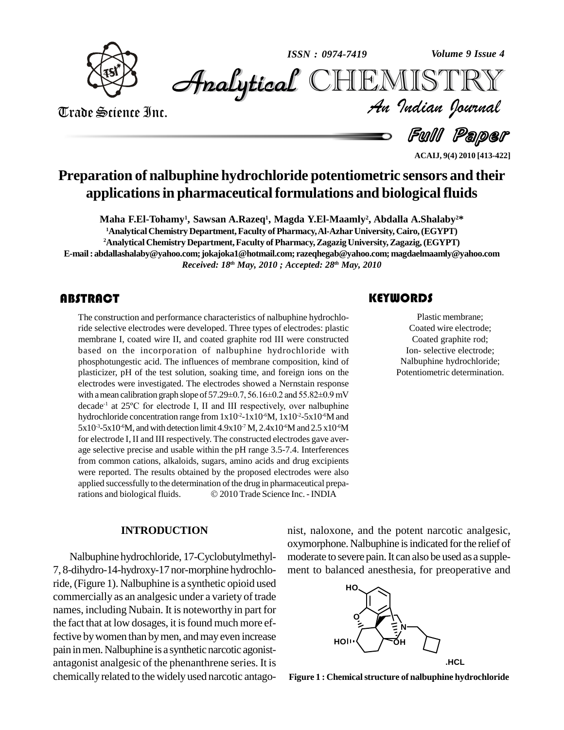# Preparation of nalbuphine hydrochloride potentiometric sensors and their applications in pharmaceutical formulations and biological fluids

**Maha F.El-Tohamy[1], Sawsan A.Razeq[1], Magda Y.El-Maamly[2], Abdalla A.Shalaby[2]***

[1]Analytical Chemistry Department, Faculty of Pharmacy, Al-Azhar University, Cairo, (EGYPT)

[2]Analytical Chemistry Department, Faculty of Pharmacy, Zagazig University, Zagazig, (EGYPT)

E-mail : abdallashalaby@yahoo.com; jokajoka1@hotmail.com; razeqhegab@yahoo.com; magdaelmaamly@yahoo.com

*Received: 18th May, 2010 ; Accepted: 28th May, 2010*

## ABSTRACT

The construction and performance characteristics of nalbuphine hydrochloride selective electrodes were developed. Three types of electrodes: plastic membrane I, coated wire II, and coated graphite rod III were constructed based on the incorporation of nalbuphine hydrochloride with phosphotungestic acid. The influences of membrane composition, kind of plasticizer, pH of the test solution, soaking time, and foreign ions on the electrodes were investigated. The electrodes showed a Nernstain response with a mean calibration graph slope of 57.29±0.7, 56.16±0.2 and 55.82±0.9 mV decade$^{-1}$ at 25ºC for electrode I, II and III respectively, over nalbuphine hydrochloride concentration range from $1x10^{-2}$-$1x10^{-6}$M, $1x10^{-2}$-$5x10^{-6}$M and $5x10^{-3}$-$5x10^{-6}$M, and with detection limit $4.9x10^{-7}$ M, $2.4x10^{-6}$M and $2.5x10^{-6}$M for electrode I, II and III respectively. The constructed electrodes gave average selective precise and usable within the pH range 3.5-7.4. Interferences from common cations, alkaloids, sugars, amino acids and drug excipients were reported. The results obtained by the proposed electrodes were also applied successfully to the determination of the drug in pharmaceutical preparations and biological fluids. © 2010 Trade Science Inc. - INDIA

## KEYWORDS

Plastic membrane;
Coated wire electrode;
Coated graphite rod;
Ion- selective electrode;
Nalbuphine hydrochloride;
Potentiometric determination.

## INTRODUCTION

Nalbuphine hydrochloride, 17-Cyclobutylmethyl-7, 8-dihydro-14-hydroxy-17 nor-morphine hydrochloride, (Figure 1). Nalbuphine is a synthetic opioid used commercially as an analgesic under a variety of trade names, including Nubain. It is noteworthy in part for the fact that at low dosages, it is found much more effective by women than by men, and may even increase pain in men. Nalbuphine is a synthetic narcotic agonist-antagonist analgesic of the phenanthrene series. It is chemically related to the widely used narcotic antagonist, naloxone, and the potent narcotic analgesic, oxymorphone. Nalbuphine is indicated for the relief of moderate to severe pain. It can also be used as a supplement to balanced anesthesia, for preoperative and

**Figure 1 : Chemical structure of nalbuphine hydrochloride**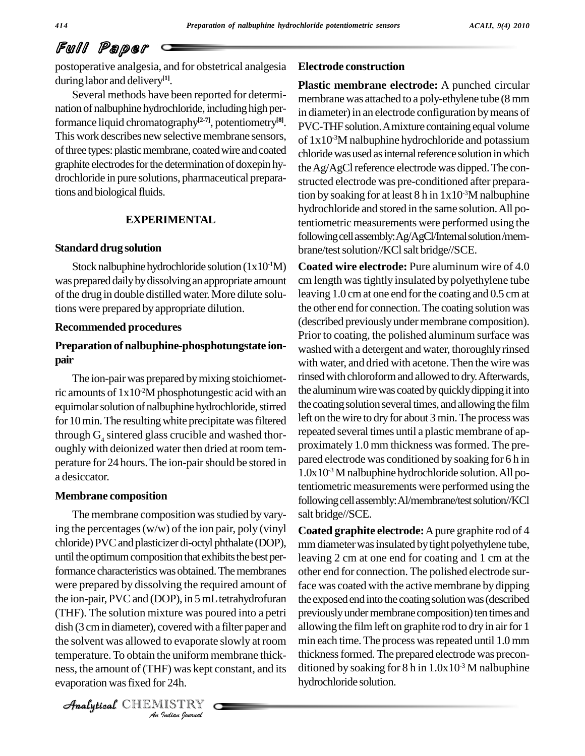postoperative analgesia, and for obstetrical analgesia during labor and delivery[1].

Several methods have been reported for determination of nalbuphine hydrochloride, including high performance liquid chromatography[2-7], potentiometry[8]. This work describes new selective membrane sensors, of three types: plastic membrane, coated wire and coated graphite electrodes for the determination of doxepin hydrochloride in pure solutions, pharmaceutical preparations and biological fluids.

## EXPERIMENTAL

### Standard drug solution

Stock nalbuphine hydrochloride solution ($1x10^{-1}$M) was prepared daily by dissolving an appropriate amount of the drug in double distilled water. More dilute solutions were prepared by appropriate dilution.

### Recommended procedures

### Preparation of nalbuphine-phosphotungstate ion-pair

The ion-pair was prepared by mixing stoichiometric amounts of $1x10^{-2}$M phosphotungestic acid with an equimolar solution of nalbuphine hydrochloride, stirred for 10 min. The resulting white precipitate was filtered through $G_4$ sintered glass crucible and washed thoroughly with deionized water then dried at room temperature for 24 hours. The ion-pair should be stored in a desiccator.

### Membrane composition

The membrane composition was studied by varying the percentages (w/w) of the ion pair, poly (vinyl chloride) PVC and plasticizer di-octyl phthalate (DOP), until the optimum composition that exhibits the best performance characteristics was obtained. The membranes were prepared by dissolving the required amount of the ion-pair, PVC and (DOP), in 5 mL tetrahydrofuran (THF). The solution mixture was poured into a petri dish (3 cm in diameter), covered with a filter paper and the solvent was allowed to evaporate slowly at room temperature. To obtain the uniform membrane thickness, the amount of (THF) was kept constant, and its evaporation was fixed for 24h.

### Electrode construction

**Plastic membrane electrode:** A punched circular membrane was attached to a poly-ethylene tube (8 mm in diameter) in an electrode configuration by means of PVC-THF solution. A mixture containing equal volume of $1x10^{-3}$M nalbuphine hydrochloride and potassium chloride was used as internal reference solution in which the Ag/AgCl reference electrode was dipped. The constructed electrode was pre-conditioned after preparation by soaking for at least 8 h in $1x10^{-3}$M nalbuphine hydrochloride and stored in the same solution. All potentiometric measurements were performed using the following cell assembly: Ag/AgCl/Internal solution/membrane/test solution//KCl salt bridge//SCE.

**Coated wire electrode:** Pure aluminum wire of 4.0 cm length was tightly insulated by polyethylene tube leaving 1.0 cm at one end for the coating and 0.5 cm at the other end for connection. The coating solution was (described previously under membrane composition). Prior to coating, the polished aluminum surface was washed with a detergent and water, thoroughly rinsed with water, and dried with acetone. Then the wire was rinsed with chloroform and allowed to dry. Afterwards, the aluminum wire was coated by quickly dipping it into the coating solution several times, and allowing the film left on the wire to dry for about 3 min. The process was repeated several times until a plastic membrane of approximately 1.0 mm thickness was formed. The prepared electrode was conditioned by soaking for 6 h in $1.0x10^{-3}$ M nalbuphine hydrochloride solution. All potentiometric measurements were performed using the following cell assembly: Al/membrane/test solution//KCl salt bridge//SCE.

**Coated graphite electrode:** A pure graphite rod of 4 mm diameter was insulated by tight polyethylene tube, leaving 2 cm at one end for coating and 1 cm at the other end for connection. The polished electrode surface was coated with the active membrane by dipping the exposed end into the coating solution was (described previously under membrane composition) ten times and allowing the film left on graphite rod to dry in air for 1 min each time. The process was repeated until 1.0 mm thickness formed. The prepared electrode was preconditioned by soaking for 8 h in $1.0x10^{-3}$ M nalbuphine hydrochloride solution.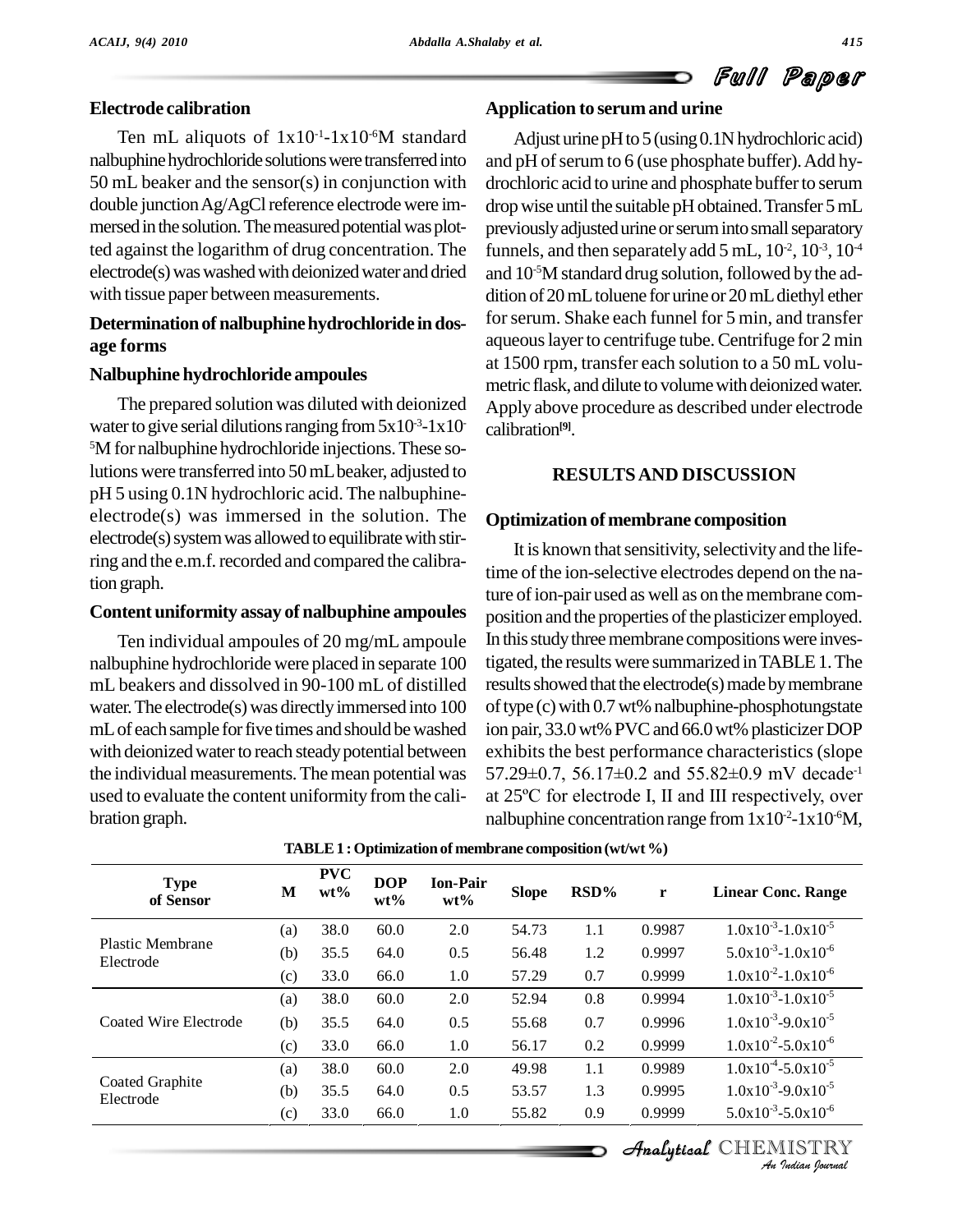## Electrode calibration

Ten mL aliquots of $1x10^{-1}$-$1x10^{-6}$M standard nalbuphine hydrochloride solutions were transferred into 50 mL beaker and the sensor(s) in conjunction with double junction Ag/AgCl reference electrode were immersed in the solution. The measured potential was plotted against the logarithm of drug concentration. The electrode(s) was washed with deionized water and dried with tissue paper between measurements.

## Determination of nalbuphine hydrochloride in dosage forms

### Nalbuphine hydrochloride ampoules

The prepared solution was diluted with deionized water to give serial dilutions ranging from $5x10^{-3}$-$1x10^{-5}$M for nalbuphine hydrochloride injections. These solutions were transferred into 50 mL beaker, adjusted to pH 5 using 0.1N hydrochloric acid. The nalbuphine-electrode(s) was immersed in the solution. The electrode(s) system was allowed to equilibrate with stirring and the e.m.f. recorded and compared the calibration graph.

### Content uniformity assay of nalbuphine ampoules

Ten individual ampoules of 20 mg/mL ampoule nalbuphine hydrochloride were placed in separate 100 mL beakers and dissolved in 90-100 mL of distilled water. The electrode(s) was directly immersed into 100 mL of each sample for five times and should be washed with deionized water to reach steady potential between the individual measurements. The mean potential was used to evaluate the content uniformity from the calibration graph.

## Application to serum and urine

Adjust urine pH to 5 (using 0.1N hydrochloric acid) and pH of serum to 6 (use phosphate buffer). Add hydrochloric acid to urine and phosphate buffer to serum drop wise until the suitable pH obtained. Transfer 5 mL previously adjusted urine or serum into small separatory funnels, and then separately add 5 mL, $10^{-2}$, $10^{-3}$, $10^{-4}$ and $10^{-5}$M standard drug solution, followed by the addition of 20 mL toluene for urine or 20 mL diethyl ether for serum. Shake each funnel for 5 min, and transfer aqueous layer to centrifuge tube. Centrifuge for 2 min at 1500 rpm, transfer each solution to a 50 mL volumetric flask, and dilute to volume with deionized water. Apply above procedure as described under electrode calibration[9].

# RESULTS AND DISCUSSION

## Optimization of membrane composition

It is known that sensitivity, selectivity and the lifetime of the ion-selective electrodes depend on the nature of ion-pair used as well as on the membrane composition and the properties of the plasticizer employed. In this study three membrane compositions were investigated, the results were summarized in TABLE 1. The results showed that the electrode(s) made by membrane of type (c) with 0.7 wt% nalbuphine-phosphotungstate ion pair, 33.0 wt% PVC and 66.0 wt% plasticizer DOP exhibits the best performance characteristics (slope 57.29±0.7, 56.17±0.2 and 55.82±0.9 mV decade$^{-1}$ at 25ºC for electrode I, II and III respectively, over nalbuphine concentration range from $1x10^{-2}$-$1x10^{-6}$M,

**TABLE 1 : Optimization of membrane composition (wt/wt %)**

| Type of Sensor | M | PVC wt% | DOP wt% | Ion-Pair wt% | Slope | RSD% | r | Linear Conc. Range |
|---|---|---|---|---|---|---|---|---|
| Plastic Membrane Electrode | (a) | 38.0 | 60.0 | 2.0 | 54.73 | 1.1 | 0.9987 | $1.0x10^{-3}$-$1.0x10^{-5}$ |
| | (b) | 35.5 | 64.0 | 0.5 | 56.48 | 1.2 | 0.9997 | $5.0x10^{-3}$-$1.0x10^{-6}$ |
| | (c) | 33.0 | 66.0 | 1.0 | 57.29 | 0.7 | 0.9999 | $1.0x10^{-2}$-$1.0x10^{-6}$ |
| Coated Wire Electrode | (a) | 38.0 | 60.0 | 2.0 | 52.94 | 0.8 | 0.9994 | $1.0x10^{-3}$-$1.0x10^{-5}$ |
| | (b) | 35.5 | 64.0 | 0.5 | 55.68 | 0.7 | 0.9996 | $1.0x10^{-3}$-$9.0x10^{-5}$ |
| | (c) | 33.0 | 66.0 | 1.0 | 56.17 | 0.2 | 0.9999 | $1.0x10^{-2}$-$5.0x10^{-6}$ |
| Coated Graphite Electrode | (a) | 38.0 | 60.0 | 2.0 | 49.98 | 1.1 | 0.9989 | $1.0x10^{-4}$-$5.0x10^{-5}$ |
| | (b) | 35.5 | 64.0 | 0.5 | 53.57 | 1.3 | 0.9995 | $1.0x10^{-3}$-$9.0x10^{-5}$ |
| | (c) | 33.0 | 66.0 | 1.0 | 55.82 | 0.9 | 0.9999 | $5.0x10^{-3}$-$5.0x10^{-6}$ |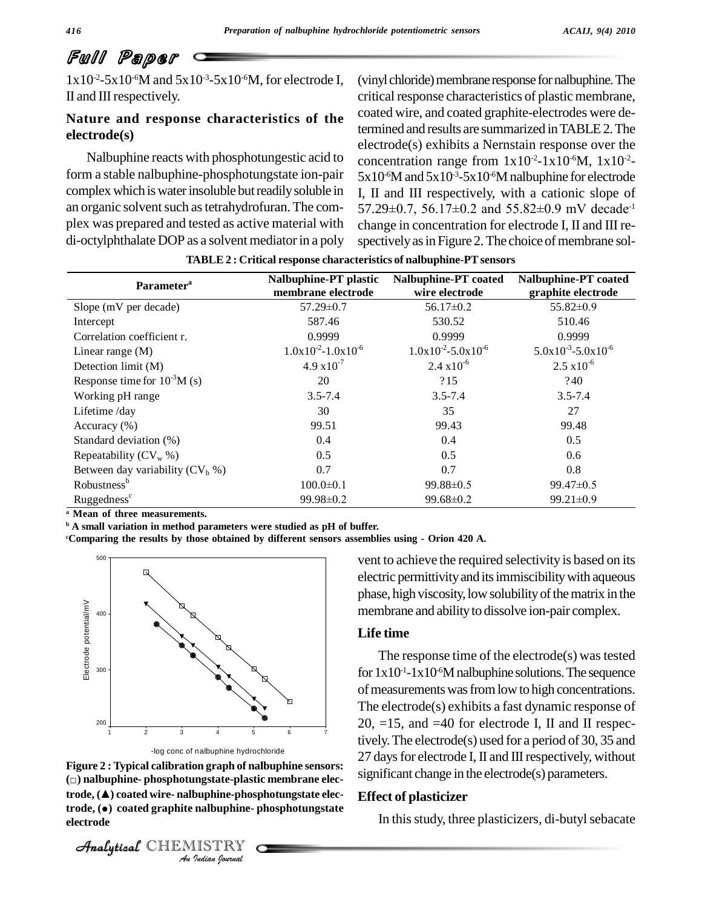$1x10^{-2}$-$5x10^{-6}$M and $5x10^{-3}$-$5x10^{-6}$M, for electrode I, II and III respectively.

## Nature and response characteristics of the electrode(s)

Nalbuphine reacts with phosphotungestic acid to form a stable nalbuphine-phosphotungstate ion-pair complex which is water insoluble but readily soluble in an organic solvent such as tetrahydrofuran. The complex was prepared and tested as active material with di-octylphthalate DOP as a solvent mediator in a poly (vinyl chloride) membrane response for nalbuphine. The critical response characteristics of plastic membrane, coated wire, and coated graphite-electrodes were determined and results are summarized in TABLE 2. The electrode(s) exhibits a Nernstain response over the concentration range from $1x10^{-2}$-$1x10^{-6}$M, $1x10^{-2}$-$5x10^{-6}$M and $5x10^{-3}$-$5x10^{-6}$M nalbuphine for electrode I, II and III respectively, with a cationic slope of 57.29±0.7, 56.17±0.2 and 55.82±0.9 mV decade$^{-1}$ change in concentration for electrode I, II and III respectively as in Figure 2. The choice of membrane solvent to achieve the required selectivity is based on its electric permittivity and its immiscibility with aqueous phase, high viscosity, low solubility of the matrix in the membrane and ability to dissolve ion-pair complex.

**TABLE 2 : Critical response characteristics of nalbuphine-PT sensors**

| Parameter[a] | Nalbuphine-PT plastic membrane electrode | Nalbuphine-PT coated wire electrode | Nalbuphine-PT coated graphite electrode |
|---|---|---|---|
| Slope (mV per decade) | 57.29±0.7 | 56.17±0.2 | 55.82±0.9 |
| Intercept | 587.46 | 530.52 | 510.46 |
| Correlation coefficient r. | 0.9999 | 0.9999 | 0.9999 |
| Linear range (M) | $1.0x10^{-2}$-$1.0x10^{-6}$ | $1.0x10^{-2}$-$5.0x10^{-6}$ | $5.0x10^{-3}$-$5.0x10^{-6}$ |
| Detection limit (M) | $4.9 x10^{-7}$ | $2.4 x10^{-6}$ | $2.5 x10^{-6}$ |
| Response time for $10^{-3}$M (s) | 20 | ?15 | ?40 |
| Working pH range | 3.5-7.4 | 3.5-7.4 | 3.5-7.4 |
| Lifetime /day | 30 | 35 | 27 |
| Accuracy (%) | 99.51 | 99.43 | 99.48 |
| Standard deviation (%) | 0.4 | 0.4 | 0.5 |
| Repeatability ($CV_w$ %) | 0.5 | 0.5 | 0.6 |
| Between day variability ($CV_b$ %) | 0.7 | 0.7 | 0.8 |
| Robustness[b] | 100.0±0.1 | 99.88±0.5 | 99.47±0.5 |
| Ruggedness[c] | 99.98±0.2 | 99.68±0.2 | 99.21±0.9 |

[a] **Mean of three measurements.**
[b] **A small variation in method parameters were studied as pH of buffer.**
[c] **Comparing the results by those obtained by different sensors assemblies using - Orion 420 A.**

**Figure 2 : Typical calibration graph of nalbuphine sensors: (□) nalbuphine- phosphotungstate-plastic membrane electrode, (▲) coated wire- nalbuphine-phosphotungstate electrode, (●) coated graphite nalbuphine- phosphotungstate electrode**

## Life time

The response time of the electrode(s) was tested for $1x10^{-1}$-$1x10^{-6}$M nalbuphine solutions. The sequence of measurements was from low to high concentrations. The electrode(s) exhibits a fast dynamic response of 20, =15, and =40 for electrode I, II and II respectively. The electrode(s) used for a period of 30, 35 and 27 days for electrode I, II and III respectively, without significant change in the electrode(s) parameters.

## Effect of plasticizer

In this study, three plasticizers, di-butyl sebacate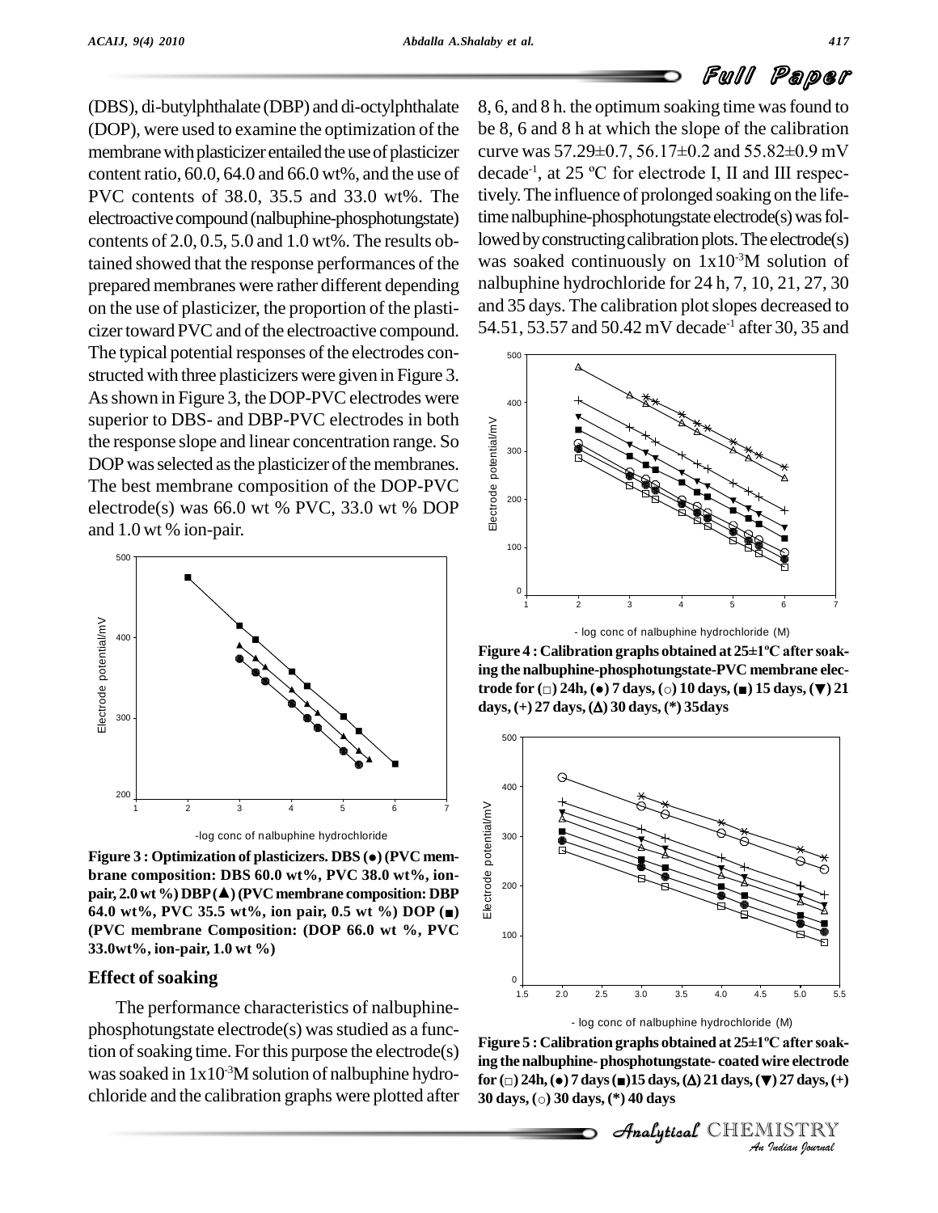(DBS), di-butylphthalate (DBP) and di-octylphthalate (DOP), were used to examine the optimization of the membrane with plasticizer entailed the use of plasticizer content ratio, 60.0, 64.0 and 66.0 wt%, and the use of PVC contents of 38.0, 35.5 and 33.0 wt%. The electroactive compound (nalbuphine-phosphotungstate) contents of 2.0, 0.5, 5.0 and 1.0 wt%. The results obtained showed that the response performances of the prepared membranes were rather different depending on the use of plasticizer, the proportion of the plasticizer toward PVC and of the electroactive compound. The typical potential responses of the electrodes constructed with three plasticizers were given in Figure 3. As shown in Figure 3, the DOP-PVC electrodes were superior to DBS- and DBP-PVC electrodes in both the response slope and linear concentration range. So DOP was selected as the plasticizer of the membranes. The best membrane composition of the DOP-PVC electrode(s) was 66.0 wt % PVC, 33.0 wt % DOP and 1.0 wt % ion-pair.

**Figure 3 : Optimization of plasticizers. DBS (●) (PVC membrane composition: DBS 60.0 wt%, PVC 38.0 wt%, ion-pair, 2.0 wt %) DBP (▲) (PVC membrane composition: DBP 64.0 wt%, PVC 35.5 wt%, ion pair, 0.5 wt %) DOP (■) (PVC membrane Composition: (DOP 66.0 wt %, PVC 33.0wt%, ion-pair, 1.0 wt %)**

## Effect of soaking

The performance characteristics of nalbuphine-phosphotungstate electrode(s) was studied as a function of soaking time. For this purpose the electrode(s) was soaked in $1x10^{-3}$M solution of nalbuphine hydrochloride and the calibration graphs were plotted after 8, 6, and 8 h. the optimum soaking time was found to be 8, 6 and 8 h at which the slope of the calibration curve was 57.29±0.7, 56.17±0.2 and 55.82±0.9 mV decade$^{-1}$, at 25 ºC for electrode I, II and III respectively. The influence of prolonged soaking on the life-time nalbuphine-phosphotungstate electrode(s) was followed by constructing calibration plots. The electrode(s) was soaked continuously on $1x10^{-3}$M solution of nalbuphine hydrochloride for 24 h, 7, 10, 21, 27, 30 and 35 days. The calibration plot slopes decreased to 54.51, 53.57 and 50.42 mV decade$^{-1}$ after 30, 35 and

**Figure 4 : Calibration graphs obtained at 25±1ºC after soaking the nalbuphine-phosphotungstate-PVC membrane electrode for (□) 24h, (●) 7 days, (○) 10 days, (■) 15 days, (▼) 21 days, (+) 27 days, (Δ) 30 days, (*) 35days**

**Figure 5 : Calibration graphs obtained at 25±1ºC after soaking the nalbuphine- phosphotungstate- coated wire electrode for (□) 24h, (●) 7 days (■)15 days, (Δ) 21 days, (▼) 27 days, (+) 30 days, (○) 30 days, (*) 40 days**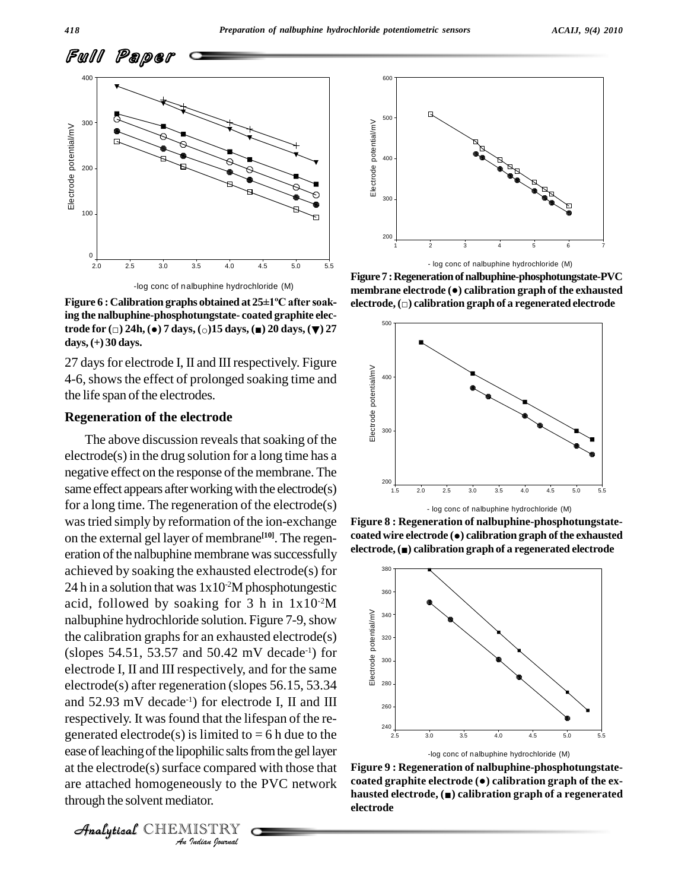Figure 6 : Calibration graphs obtained at 25±1ºC after soaking the nalbuphine-phosphotungstate- coated graphite electrode for (□) 24h, (●) 7 days, (○)15 days, (■) 20 days, (▼) 27 days, (+) 30 days.

27 days for electrode I, II and III respectively. Figure 4-6, shows the effect of prolonged soaking time and the life span of the electrodes.

## Regeneration of the electrode

The above discussion reveals that soaking of the electrode(s) in the drug solution for a long time has a negative effect on the response of the membrane. The same effect appears after working with the electrode(s) for a long time. The regeneration of the electrode(s) was tried simply by reformation of the ion-exchange on the external gel layer of membrane[10]. The regeneration of the nalbuphine membrane was successfully achieved by soaking the exhausted electrode(s) for 24 h in a solution that was $1x10^{-2}$M phosphotungestic acid, followed by soaking for 3 h in $1x10^{-2}$M nalbuphine hydrochloride solution. Figure 7-9, show the calibration graphs for an exhausted electrode(s) (slopes 54.51, 53.57 and 50.42 mV decade$^{-1}$) for electrode I, II and III respectively, and for the same electrode(s) after regeneration (slopes 56.15, 53.34 and 52.93 mV decade$^{-1}$) for electrode I, II and III respectively. It was found that the lifespan of the regenerated electrode(s) is limited to = 6 h due to the ease of leaching of the lipophilic salts from the gel layer at the electrode(s) surface compared with those that are attached homogeneously to the PVC network through the solvent mediator.

Figure 7 : Regeneration of nalbuphine-phosphotungstate-PVC membrane electrode (●) calibration graph of the exhausted electrode, (□) calibration graph of a regenerated electrode

Figure 8 : Regeneration of nalbuphine-phosphotungstate-coated wire electrode (●) calibration graph of the exhausted electrode, (■) calibration graph of a regenerated electrode

Figure 9 : Regeneration of nalbuphine-phosphotungstate-coated graphite electrode (●) calibration graph of the exhausted electrode, (■) calibration graph of a regenerated electrode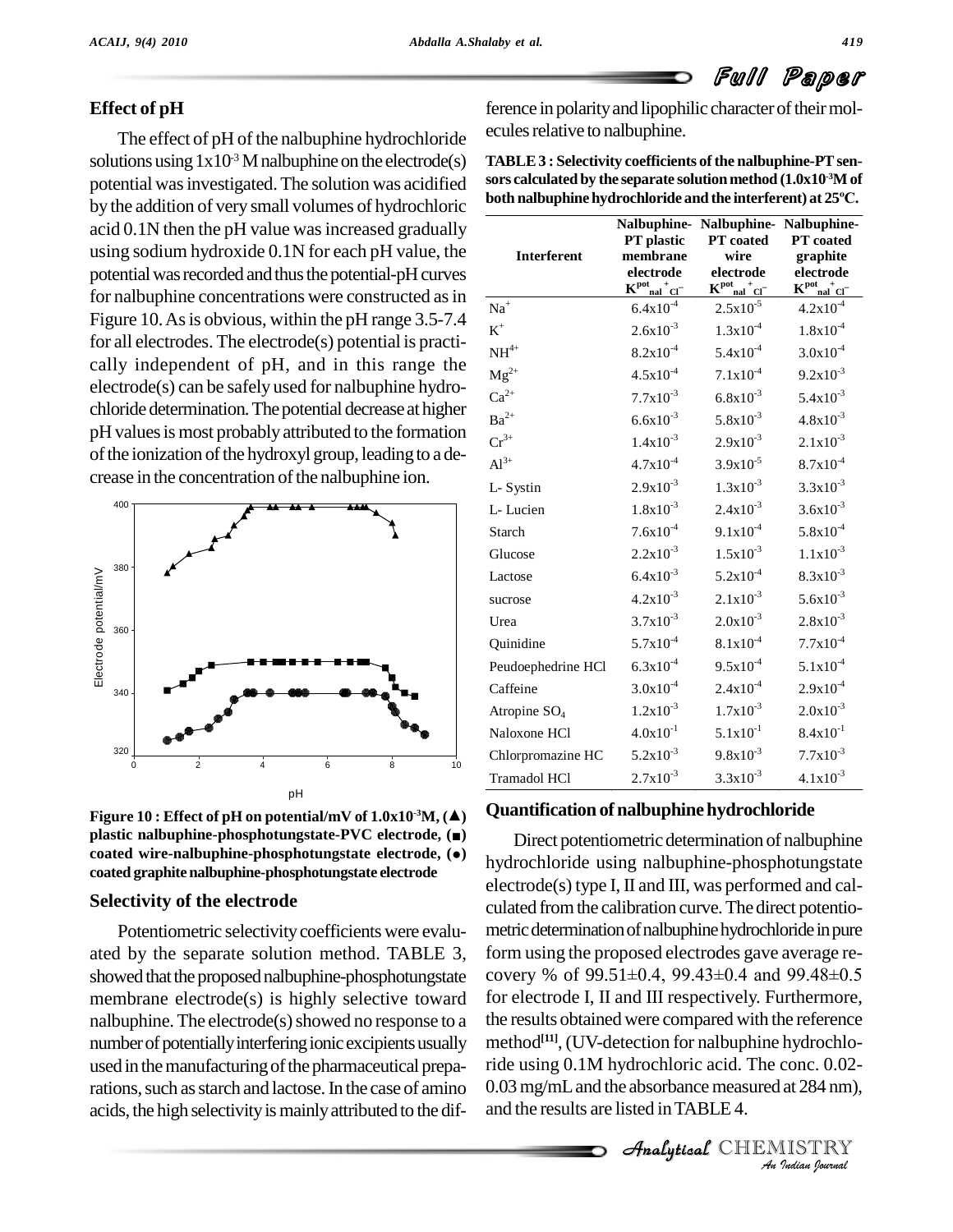## Effect of pH

The effect of pH of the nalbuphine hydrochloride solutions using $1x10^{-3}$ M nalbuphine on the electrode(s) potential was investigated. The solution was acidified by the addition of very small volumes of hydrochloric acid 0.1N then the pH value was increased gradually using sodium hydroxide 0.1N for each pH value, the potential was recorded and thus the potential-pH curves for nalbuphine concentrations were constructed as in Figure 10. As is obvious, within the pH range 3.5-7.4 for all electrodes. The electrode(s) potential is practically independent of pH, and in this range the electrode(s) can be safely used for nalbuphine hydrochloride determination. The potential decrease at higher pH values is most probably attributed to the formation of the ionization of the hydroxyl group, leading to a decrease in the concentration of the nalbuphine ion.

**Figure 10 : Effect of pH on potential/mV of $1.0x10^{-3}$M, (▲) plastic nalbuphine-phosphotungstate-PVC electrode, (■) coated wire-nalbuphine-phosphotungstate electrode, (●) coated graphite nalbuphine-phosphotungstate electrode**

## Selectivity of the electrode

Potentiometric selectivity coefficients were evaluated by the separate solution method. TABLE 3, showed that the proposed nalbuphine-phosphotungstate membrane electrode(s) is highly selective toward nalbuphine. The electrode(s) showed no response to a number of potentially interfering ionic excipients usually used in the manufacturing of the pharmaceutical preparations, such as starch and lactose. In the case of amino acids, the high selectivity is mainly attributed to the difference in polarity and lipophilic character of their molecules relative to nalbuphine.

**TABLE 3 : Selectivity coefficients of the nalbuphine-PT sensors calculated by the separate solution method ($1.0x10^{-3}$M of both nalbuphine hydrochloride and the interferent) at 25ºC.**

| Interferent | Nalbuphine-PT plastic membrane electrode $K^{pot}_{nal^+ Cl^-}$ | Nalbuphine-PT coated wire electrode $K^{pot}_{nal^+ Cl^-}$ | Nalbuphine-PT coated graphite electrode $K^{pot}_{nal^+ Cl^-}$ |
|---|---|---|---|
| $Na^+$ | $6.4x10^{-4}$ | $2.5x10^{-5}$ | $4.2x10^{-4}$ |
| $K^+$ | $2.6x10^{-3}$ | $1.3x10^{-4}$ | $1.8x10^{-4}$ |
| $NH^{4+}$ | $8.2x10^{-4}$ | $5.4x10^{-4}$ | $3.0x10^{-4}$ |
| $Mg^{2+}$ | $4.5x10^{-4}$ | $7.1x10^{-4}$ | $9.2x10^{-3}$ |
| $Ca^{2+}$ | $7.7x10^{-3}$ | $6.8x10^{-3}$ | $5.4x10^{-3}$ |
| $Ba^{2+}$ | $6.6x10^{-3}$ | $5.8x10^{-3}$ | $4.8x10^{-3}$ |
| $Cr^{3+}$ | $1.4x10^{-3}$ | $2.9x10^{-3}$ | $2.1x10^{-3}$ |
| $Al^{3+}$ | $4.7x10^{-4}$ | $3.9x10^{-5}$ | $8.7x10^{-4}$ |
| L- Systin | $2.9x10^{-3}$ | $1.3x10^{-3}$ | $3.3x10^{-3}$ |
| L- Lucien | $1.8x10^{-3}$ | $2.4x10^{-3}$ | $3.6x10^{-3}$ |
| Starch | $7.6x10^{-4}$ | $9.1x10^{-4}$ | $5.8x10^{-4}$ |
| Glucose | $2.2x10^{-3}$ | $1.5x10^{-3}$ | $1.1x10^{-3}$ |
| Lactose | $6.4x10^{-3}$ | $5.2x10^{-4}$ | $8.3x10^{-3}$ |
| sucrose | $4.2x10^{-3}$ | $2.1x10^{-3}$ | $5.6x10^{-3}$ |
| Urea | $3.7x10^{-3}$ | $2.0x10^{-3}$ | $2.8x10^{-3}$ |
| Quinidine | $5.7x10^{-4}$ | $8.1x10^{-4}$ | $7.7x10^{-4}$ |
| Peudoephedrine HCl | $6.3x10^{-4}$ | $9.5x10^{-4}$ | $5.1x10^{-4}$ |
| Caffeine | $3.0x10^{-4}$ | $2.4x10^{-4}$ | $2.9x10^{-4}$ |
| Atropine $SO_4$ | $1.2x10^{-3}$ | $1.7x10^{-3}$ | $2.0x10^{-3}$ |
| Naloxone HCl | $4.0x10^{-1}$ | $5.1x10^{-1}$ | $8.4x10^{-1}$ |
| Chlorpromazine HC | $5.2x10^{-3}$ | $9.8x10^{-3}$ | $7.7x10^{-3}$ |
| Tramadol HCl | $2.7x10^{-3}$ | $3.3x10^{-3}$ | $4.1x10^{-3}$ |

## Quantification of nalbuphine hydrochloride

Direct potentiometric determination of nalbuphine hydrochloride using nalbuphine-phosphotungstate electrode(s) type I, II and III, was performed and calculated from the calibration curve. The direct potentiometric determination of nalbuphine hydrochloride in pure form using the proposed electrodes gave average recovery % of 99.51±0.4, 99.43±0.4 and 99.48±0.5 for electrode I, II and III respectively. Furthermore, the results obtained were compared with the reference method[11], (UV-detection for nalbuphine hydrochloride using 0.1M hydrochloric acid. The conc. 0.02-0.03 mg/mL and the absorbance measured at 284 nm), and the results are listed in TABLE 4.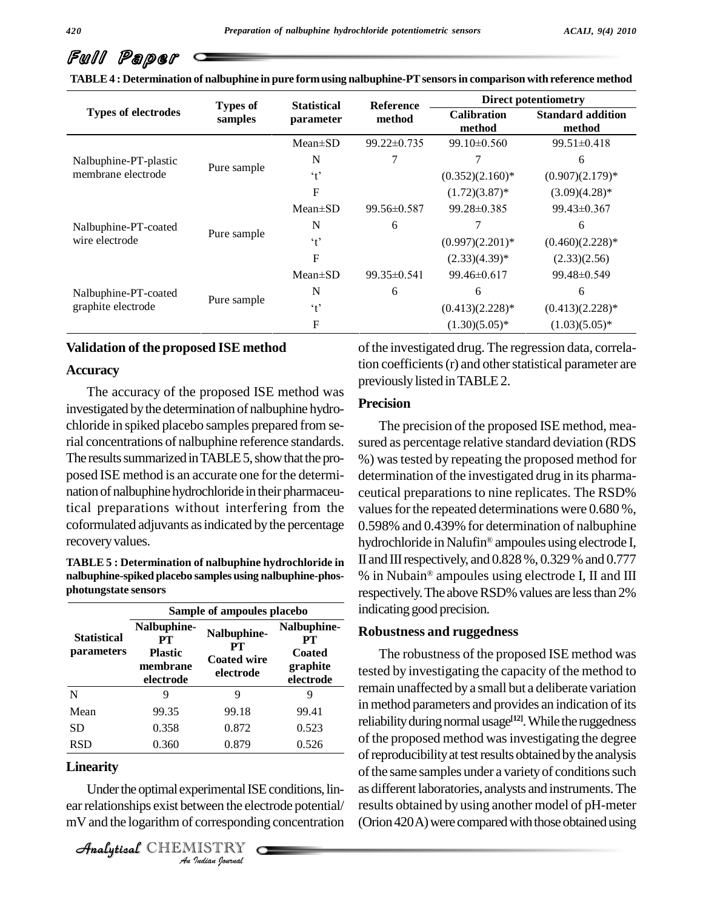**TABLE 4 : Determination of nalbuphine in pure form using nalbuphine-PT sensors in comparison with reference method**

| Types of electrodes | Types of samples | Statistical parameter | Reference method | Direct potentiometry | |
|---|---|---|---|---|---|
| | | | | Calibration method | Standard addition method |
| Nalbuphine-PT-plastic membrane electrode | Pure sample | Mean±SD | 99.22±0.735 | 99.10±0.560 | 99.51±0.418 |
| | | N | 7 | 7 | 6 |
| | | 't' | | (0.352)(2.160)* | (0.907)(2.179)* |
| | | F | | (1.72)(3.87)* | (3.09)(4.28)* |
| Nalbuphine-PT-coated wire electrode | Pure sample | Mean±SD | 99.56±0.587 | 99.28±0.385 | 99.43±0.367 |
| | | N | 6 | 7 | 6 |
| | | 't' | | (0.997)(2.201)* | (0.460)(2.228)* |
| | | F | | (2.33)(4.39)* | (2.33)(2.56) |
| Nalbuphine-PT-coated graphite electrode | Pure sample | Mean±SD | 99.35±0.541 | 99.46±0.617 | 99.48±0.549 |
| | | N | 6 | 6 | 6 |
| | | 't' | | (0.413)(2.228)* | (0.413)(2.228)* |
| | | F | | (1.30)(5.05)* | (1.03)(5.05)* |

## Validation of the proposed ISE method

### Accuracy

The accuracy of the proposed ISE method was investigated by the determination of nalbuphine hydrochloride in spiked placebo samples prepared from serial concentrations of nalbuphine reference standards. The results summarized in TABLE 5, show that the proposed ISE method is an accurate one for the determination of nalbuphine hydrochloride in their pharmaceutical preparations without interfering from the coformulated adjuvants as indicated by the percentage recovery values.

**TABLE 5 : Determination of nalbuphine hydrochloride in nalbuphine-spiked placebo samples using nalbuphine-phosphotungstate sensors**

| Statistical parameters | Sample of ampoules placebo | | |
|---|---|---|---|
| | Nalbuphine-PT Plastic membrane electrode | Nalbuphine-PT Coated wire electrode | Nalbuphine-PT Coated graphite electrode |
| N | 9 | 9 | 9 |
| Mean | 99.35 | 99.18 | 99.41 |
| SD | 0.358 | 0.872 | 0.523 |
| RSD | 0.360 | 0.879 | 0.526 |

### Linearity

Under the optimal experimental ISE conditions, linear relationships exist between the electrode potential/mV and the logarithm of corresponding concentration of the investigated drug. The regression data, correlation coefficients (r) and other statistical parameter are previously listed in TABLE 2.

### Precision

The precision of the proposed ISE method, measured as percentage relative standard deviation (RDS %) was tested by repeating the proposed method for determination of the investigated drug in its pharmaceutical preparations to nine replicates. The RSD% values for the repeated determinations were 0.680 %, 0.598% and 0.439% for determination of nalbuphine hydrochloride in Nalufin® ampoules using electrode I, II and III respectively, and 0.828 %, 0.329 % and 0.777 % in Nubain® ampoules using electrode I, II and III respectively. The above RSD% values are less than 2% indicating good precision.

### Robustness and ruggedness

The robustness of the proposed ISE method was tested by investigating the capacity of the method to remain unaffected by a small but a deliberate variation in method parameters and provides an indication of its reliability during normal usage[12]. While the ruggedness of the proposed method was investigating the degree of reproducibility at test results obtained by the analysis of the same samples under a variety of conditions such as different laboratories, analysts and instruments. The results obtained by using another model of pH-meter (Orion 420A) were compared with those obtained using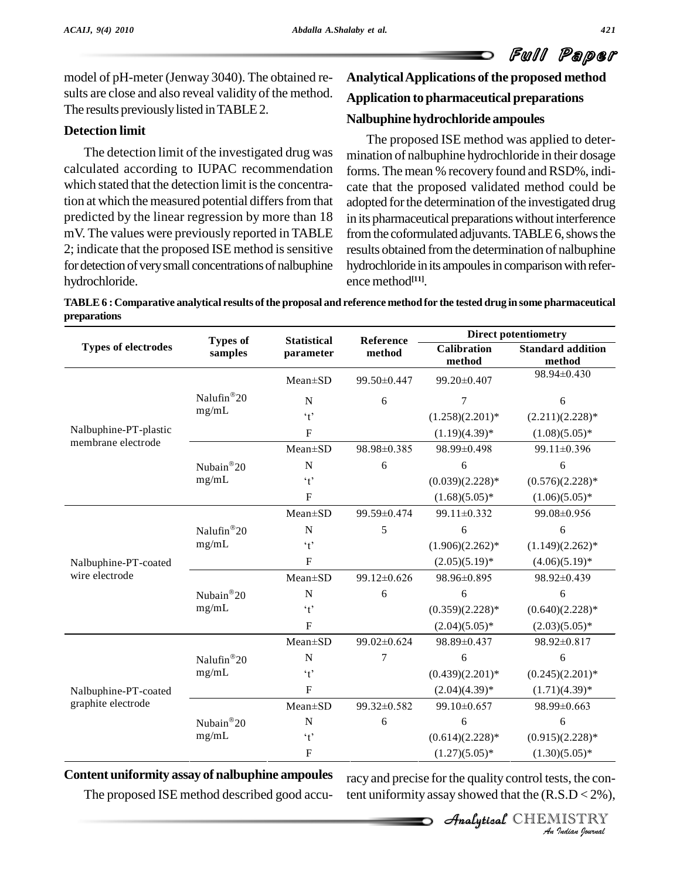model of pH-meter (Jenway 3040). The obtained results are close and also reveal validity of the method. The results previously listed in TABLE 2.

### Detection limit

The detection limit of the investigated drug was calculated according to IUPAC recommendation which stated that the detection limit is the concentration at which the measured potential differs from that predicted by the linear regression by more than 18 mV. The values were previously reported in TABLE 2; indicate that the proposed ISE method is sensitive for detection of very small concentrations of nalbuphine hydrochloride.

## Analytical Applications of the proposed method

### Application to pharmaceutical preparations

### Nalbuphine hydrochloride ampoules

The proposed ISE method was applied to determination of nalbuphine hydrochloride in their dosage forms. The mean % recovery found and RSD%, indicate that the proposed validated method could be adopted for the determination of the investigated drug in its pharmaceutical preparations without interference from the coformulated adjuvants. TABLE 6, shows the results obtained from the determination of nalbuphine hydrochloride in its ampoules in comparison with reference method[11].

**TABLE 6 : Comparative analytical results of the proposal and reference method for the tested drug in some pharmaceutical preparations**

| Types of electrodes | Types of samples | Statistical parameter | Reference method | Direct potentiometry | |
|---|---|---|---|---|---|
| | | | | Calibration method | Standard addition method |
| Nalbuphine-PT-plastic membrane electrode | Nalufin®20 mg/mL | Mean±SD | 99.50±0.447 | 99.20±0.407 | 98.94±0.430 |
| | | N | 6 | 7 | 6 |
| | | 't' | | (1.258)(2.201)* | (2.211)(2.228)* |
| | | F | | (1.19)(4.39)* | (1.08)(5.05)* |
| | Nubain®20 mg/mL | Mean±SD | 98.98±0.385 | 98.99±0.498 | 99.11±0.396 |
| | | N | 6 | 6 | 6 |
| | | 't' | | (0.039)(2.228)* | (0.576)(2.228)* |
| | | F | | (1.68)(5.05)* | (1.06)(5.05)* |
| Nalbuphine-PT-coated wire electrode | Nalufin®20 mg/mL | Mean±SD | 99.59±0.474 | 99.11±0.332 | 99.08±0.956 |
| | | N | 5 | 6 | 6 |
| | | 't' | | (1.906)(2.262)* | (1.149)(2.262)* |
| | | F | | (2.05)(5.19)* | (4.06)(5.19)* |
| | Nubain®20 mg/mL | Mean±SD | 99.12±0.626 | 98.96±0.895 | 98.92±0.439 |
| | | N | 6 | 6 | 6 |
| | | 't' | | (0.359)(2.228)* | (0.640)(2.228)* |
| | | F | | (2.04)(5.05)* | (2.03)(5.05)* |
| Nalbuphine-PT-coated graphite electrode | Nalufin®20 mg/mL | Mean±SD | 99.02±0.624 | 98.89±0.437 | 98.92±0.817 |
| | | N | 7 | 6 | 6 |
| | | 't' | | (0.439)(2.201)* | (0.245)(2.201)* |
| | | F | | (2.04)(4.39)* | (1.71)(4.39)* |
| | Nubain®20 mg/mL | Mean±SD | 99.32±0.582 | 99.10±0.657 | 98.99±0.663 |
| | | N | 6 | 6 | 6 |
| | | 't' | | (0.614)(2.228)* | (0.915)(2.228)* |
| | | F | | (1.27)(5.05)* | (1.30)(5.05)* |

### Content uniformity assay of nalbuphine ampoules

The proposed ISE method described good accuracy and precise for the quality control tests, the content uniformity assay showed that the (R.S.D < 2%),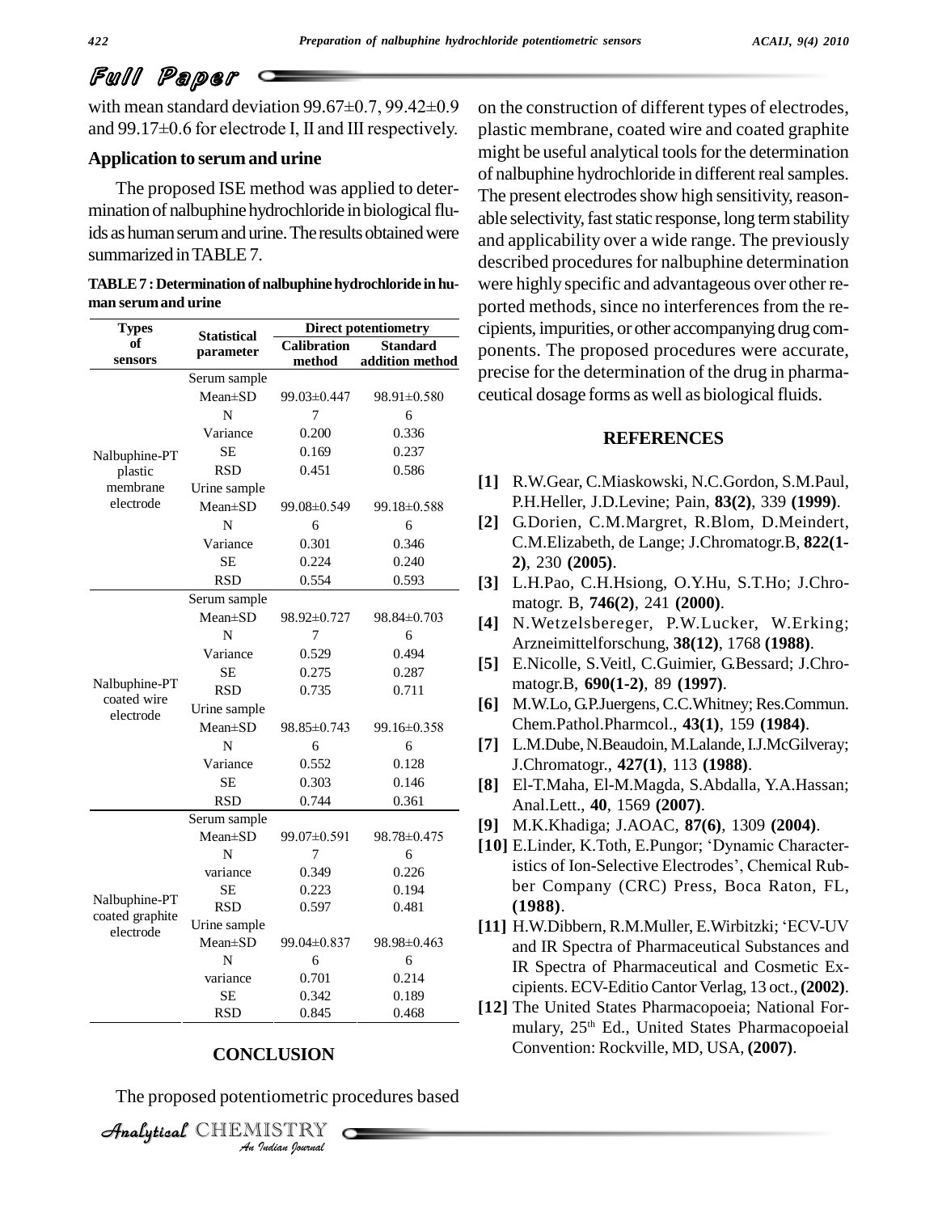with mean standard deviation 99.67±0.7, 99.42±0.9 and 99.17±0.6 for electrode I, II and III respectively.

### Application to serum and urine

The proposed ISE method was applied to determination of nalbuphine hydrochloride in biological fluids as human serum and urine. The results obtained were summarized in TABLE 7.

**TABLE 7 : Determination of nalbuphine hydrochloride in human serum and urine**

| Types of sensors | Statistical parameter | Direct potentiometry | |
|---|---|---|---|
| | | Calibration method | Standard addition method |
| Nalbuphine-PT plastic membrane electrode | Serum sample | | |
| | Mean±SD | 99.03±0.447 | 98.91±0.580 |
| | N | 7 | 6 |
| | Variance | 0.200 | 0.336 |
| | SE | 0.169 | 0.237 |
| | RSD | 0.451 | 0.586 |
| | Urine sample | | |
| | Mean±SD | 99.08±0.549 | 99.18±0.588 |
| | N | 6 | 6 |
| | Variance | 0.301 | 0.346 |
| | SE | 0.224 | 0.240 |
| | RSD | 0.554 | 0.593 |
| Nalbuphine-PT coated wire electrode | Serum sample | | |
| | Mean±SD | 98.92±0.727 | 98.84±0.703 |
| | N | 7 | 6 |
| | Variance | 0.529 | 0.494 |
| | SE | 0.275 | 0.287 |
| | RSD | 0.735 | 0.711 |
| | Urine sample | | |
| | Mean±SD | 98.85±0.743 | 99.16±0.358 |
| | N | 6 | 6 |
| | Variance | 0.552 | 0.128 |
| | SE | 0.303 | 0.146 |
| | RSD | 0.744 | 0.361 |
| Nalbuphine-PT coated graphite electrode | Serum sample | | |
| | Mean±SD | 99.07±0.591 | 98.78±0.475 |
| | N | 7 | 6 |
| | variance | 0.349 | 0.226 |
| | SE | 0.223 | 0.194 |
| | RSD | 0.597 | 0.481 |
| | Urine sample | | |
| | Mean±SD | 99.04±0.837 | 98.98±0.463 |
| | N | 6 | 6 |
| | variance | 0.701 | 0.214 |
| | SE | 0.342 | 0.189 |
| | RSD | 0.845 | 0.468 |

## CONCLUSION

The proposed potentiometric procedures based on the construction of different types of electrodes, plastic membrane, coated wire and coated graphite might be useful analytical tools for the determination of nalbuphine hydrochloride in different real samples. The present electrodes show high sensitivity, reasonable selectivity, fast static response, long term stability and applicability over a wide range. The previously described procedures for nalbuphine determination were highly specific and advantageous over other reported methods, since no interferences from the recipients, impurities, or other accompanying drug components. The proposed procedures were accurate, precise for the determination of the drug in pharmaceutical dosage forms as well as biological fluids.

## REFERENCES

[1] R.W.Gear, C.Miaskowski, N.C.Gordon, S.M.Paul, P.H.Heller, J.D.Levine; Pain, **83(2)**, 339 **(1999)**.

[2] G.Dorien, C.M.Margret, R.Blom, D.Meindert, C.M.Elizabeth, de Lange; J.Chromatogr.B, **822(1-2)**, 230 **(2005)**.

[3] L.H.Pao, C.H.Hsiong, O.Y.Hu, S.T.Ho; J.Chromatogr. B, **746(2)**, 241 **(2000)**.

[4] N.Wetzelsbereger, P.W.Lucker, W.Erking; Arzneimittelforschung, **38(12)**, 1768 **(1988)**.

[5] E.Nicolle, S.Veitl, C.Guimier, G.Bessard; J.Chromatogr.B, **690(1-2)**, 89 **(1997)**.

[6] M.W.Lo, G.P.Juergens, C.C.Whitney; Res.Commun. Chem.Pathol.Pharmcol., **43(1)**, 159 **(1984)**.

[7] L.M.Dube, N.Beaudoin, M.Lalande, I.J.McGilveray; J.Chromatogr., **427(1)**, 113 **(1988)**.

[8] El-T.Maha, El-M.Magda, S.Abdalla, Y.A.Hassan; Anal.Lett., **40**, 1569 **(2007)**.

[9] M.K.Khadiga; J.AOAC, **87(6)**, 1309 **(2004)**.

[10] E.Linder, K.Toth, E.Pungor; 'Dynamic Characteristics of Ion-Selective Electrodes', Chemical Rubber Company (CRC) Press, Boca Raton, FL, **(1988)**.

[11] H.W.Dibbern, R.M.Muller, E.Wirbitzki; 'ECV-UV and IR Spectra of Pharmaceutical Substances and IR Spectra of Pharmaceutical and Cosmetic Excipients. ECV-Editio Cantor Verlag, 13 oct., **(2002)**.

[12] The United States Pharmacopoeia; National Formulary, 25th Ed., United States Pharmacopoeial Convention: Rockville, MD, USA, **(2007)**.